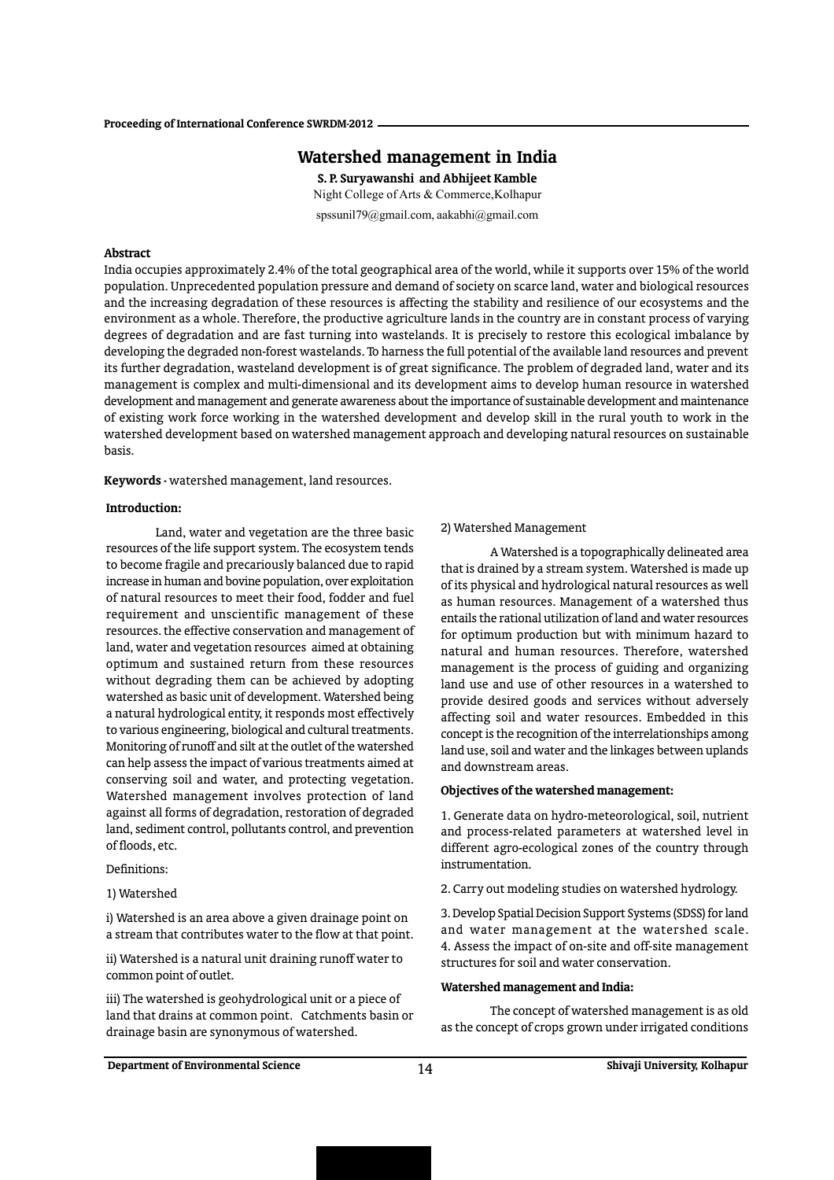# Watershed management in India

**S. P. Suryawanshi and Abhijeet Kamble**

Night College of Arts & Commerce,Kolhapur

spssunil79@gmail.com, aakabhi@gmail.com

**Abstract**

India occupies approximately 2.4% of the total geographical area of the world, while it supports over 15% of the world population. Unprecedented population pressure and demand of society on scarce land, water and biological resources and the increasing degradation of these resources is affecting the stability and resilience of our ecosystems and the environment as a whole. Therefore, the productive agriculture lands in the country are in constant process of varying degrees of degradation and are fast turning into wastelands. It is precisely to restore this ecological imbalance by developing the degraded non-forest wastelands. To harness the full potential of the available land resources and prevent its further degradation, wasteland development is of great significance. The problem of degraded land, water and its management is complex and multi-dimensional and its development aims to develop human resource in watershed development and management and generate awareness about the importance of sustainable development and maintenance of existing work force working in the watershed development and develop skill in the rural youth to work in the watershed development based on watershed management approach and developing natural resources on sustainable basis.

**Keywords -** watershed management, land resources.

**Introduction:**

Land, water and vegetation are the three basic resources of the life support system. The ecosystem tends to become fragile and precariously balanced due to rapid increase in human and bovine population, over exploitation of natural resources to meet their food, fodder and fuel requirement and unscientific management of these resources. the effective conservation and management of land, water and vegetation resources aimed at obtaining optimum and sustained return from these resources without degrading them can be achieved by adopting watershed as basic unit of development. Watershed being a natural hydrological entity, it responds most effectively to various engineering, biological and cultural treatments. Monitoring of runoff and silt at the outlet of the watershed can help assess the impact of various treatments aimed at conserving soil and water, and protecting vegetation. Watershed management involves protection of land against all forms of degradation, restoration of degraded land, sediment control, pollutants control, and prevention of floods, etc.

Definitions:

1) Watershed

i) Watershed is an area above a given drainage point on a stream that contributes water to the flow at that point.

ii) Watershed is a natural unit draining runoff water to common point of outlet.

iii) The watershed is geohydrological unit or a piece of land that drains at common point. Catchments basin or drainage basin are synonymous of watershed.

2) Watershed Management

A Watershed is a topographically delineated area that is drained by a stream system. Watershed is made up of its physical and hydrological natural resources as well as human resources. Management of a watershed thus entails the rational utilization of land and water resources for optimum production but with minimum hazard to natural and human resources. Therefore, watershed management is the process of guiding and organizing land use and use of other resources in a watershed to provide desired goods and services without adversely affecting soil and water resources. Embedded in this concept is the recognition of the interrelationships among land use, soil and water and the linkages between uplands and downstream areas.

**Objectives of the watershed management:**

1. Generate data on hydro-meteorological, soil, nutrient and process-related parameters at watershed level in different agro-ecological zones of the country through instrumentation.

2. Carry out modeling studies on watershed hydrology.

3. Develop Spatial Decision Support Systems (SDSS) for land and water management at the watershed scale.

4. Assess the impact of on-site and off-site management structures for soil and water conservation.

**Watershed management and India:**

The concept of watershed management is as old as the concept of crops grown under irrigated conditions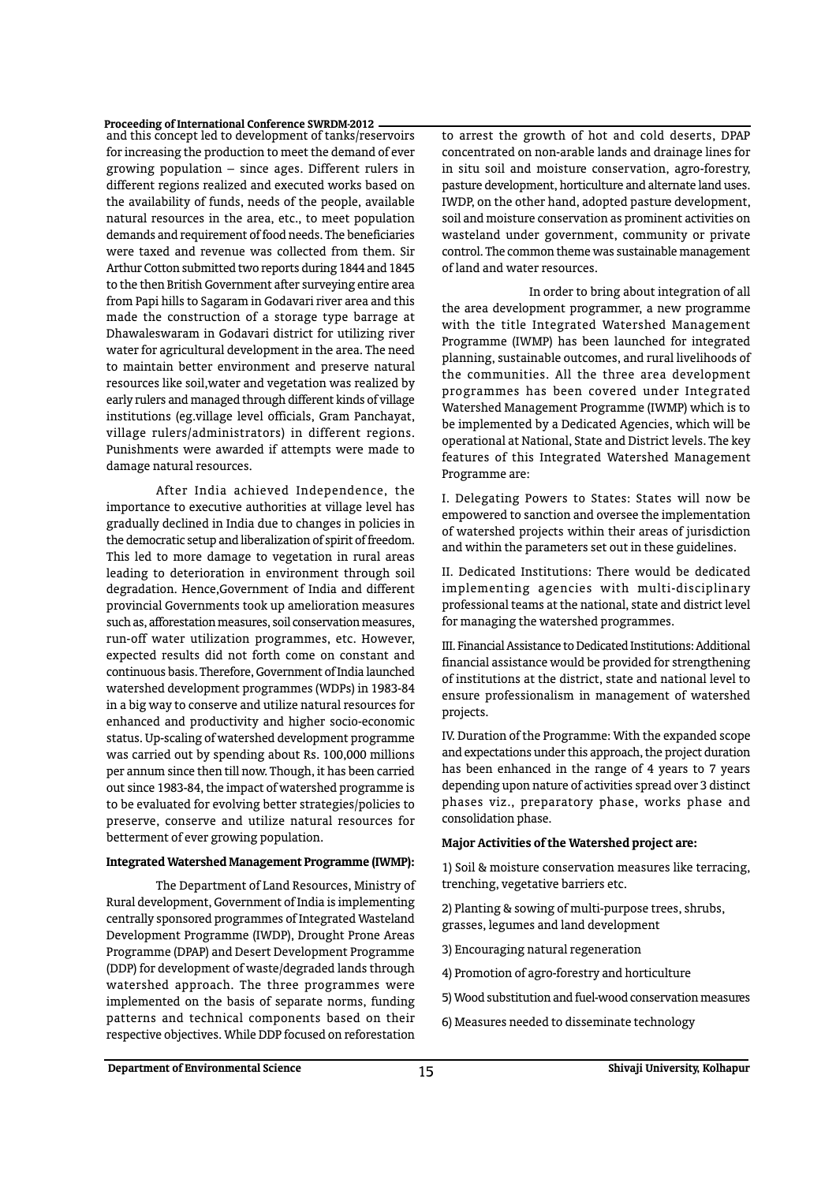and this concept led to development of tanks/reservoirs for increasing the production to meet the demand of ever growing population – since ages. Different rulers in different regions realized and executed works based on the availability of funds, needs of the people, available natural resources in the area, etc., to meet population demands and requirement of food needs. The beneficiaries were taxed and revenue was collected from them. Sir Arthur Cotton submitted two reports during 1844 and 1845 to the then British Government after surveying entire area from Papi hills to Sagaram in Godavari river area and this made the construction of a storage type barrage at Dhawaleswaram in Godavari district for utilizing river water for agricultural development in the area. The need to maintain better environment and preserve natural resources like soil,water and vegetation was realized by early rulers and managed through different kinds of village institutions (eg.village level officials, Gram Panchayat, village rulers/administrators) in different regions. Punishments were awarded if attempts were made to damage natural resources.

After India achieved Independence, the importance to executive authorities at village level has gradually declined in India due to changes in policies in the democratic setup and liberalization of spirit of freedom. This led to more damage to vegetation in rural areas leading to deterioration in environment through soil degradation. Hence,Government of India and different provincial Governments took up amelioration measures such as, afforestation measures, soil conservation measures, run-off water utilization programmes, etc. However, expected results did not forth come on constant and continuous basis. Therefore, Government of India launched watershed development programmes (WDPs) in 1983-84 in a big way to conserve and utilize natural resources for enhanced and productivity and higher socio-economic status. Up-scaling of watershed development programme was carried out by spending about Rs. 100,000 millions per annum since then till now. Though, it has been carried out since 1983-84, the impact of watershed programme is to be evaluated for evolving better strategies/policies to preserve, conserve and utilize natural resources for betterment of ever growing population.

**Integrated Watershed Management Programme (IWMP):**

The Department of Land Resources, Ministry of Rural development, Government of India is implementing centrally sponsored programmes of Integrated Wasteland Development Programme (IWDP), Drought Prone Areas Programme (DPAP) and Desert Development Programme (DDP) for development of waste/degraded lands through watershed approach. The three programmes were implemented on the basis of separate norms, funding patterns and technical components based on their respective objectives. While DDP focused on reforestation to arrest the growth of hot and cold deserts, DPAP concentrated on non-arable lands and drainage lines for in situ soil and moisture conservation, agro-forestry, pasture development, horticulture and alternate land uses. IWDP, on the other hand, adopted pasture development, soil and moisture conservation as prominent activities on wasteland under government, community or private control. The common theme was sustainable management of land and water resources.

In order to bring about integration of all the area development programmer, a new programme with the title Integrated Watershed Management Programme (IWMP) has been launched for integrated planning, sustainable outcomes, and rural livelihoods of the communities. All the three area development programmes has been covered under Integrated Watershed Management Programme (IWMP) which is to be implemented by a Dedicated Agencies, which will be operational at National, State and District levels. The key features of this Integrated Watershed Management Programme are:

I. Delegating Powers to States: States will now be empowered to sanction and oversee the implementation of watershed projects within their areas of jurisdiction and within the parameters set out in these guidelines.

II. Dedicated Institutions: There would be dedicated implementing agencies with multi-disciplinary professional teams at the national, state and district level for managing the watershed programmes.

III. Financial Assistance to Dedicated Institutions: Additional financial assistance would be provided for strengthening of institutions at the district, state and national level to ensure professionalism in management of watershed projects.

IV. Duration of the Programme: With the expanded scope and expectations under this approach, the project duration has been enhanced in the range of 4 years to 7 years depending upon nature of activities spread over 3 distinct phases viz., preparatory phase, works phase and consolidation phase.

**Major Activities of the Watershed project are:**

1) Soil & moisture conservation measures like terracing, trenching, vegetative barriers etc.

2) Planting & sowing of multi-purpose trees, shrubs, grasses, legumes and land development

3) Encouraging natural regeneration

4) Promotion of agro-forestry and horticulture

5) Wood substitution and fuel-wood conservation measures

6) Measures needed to disseminate technology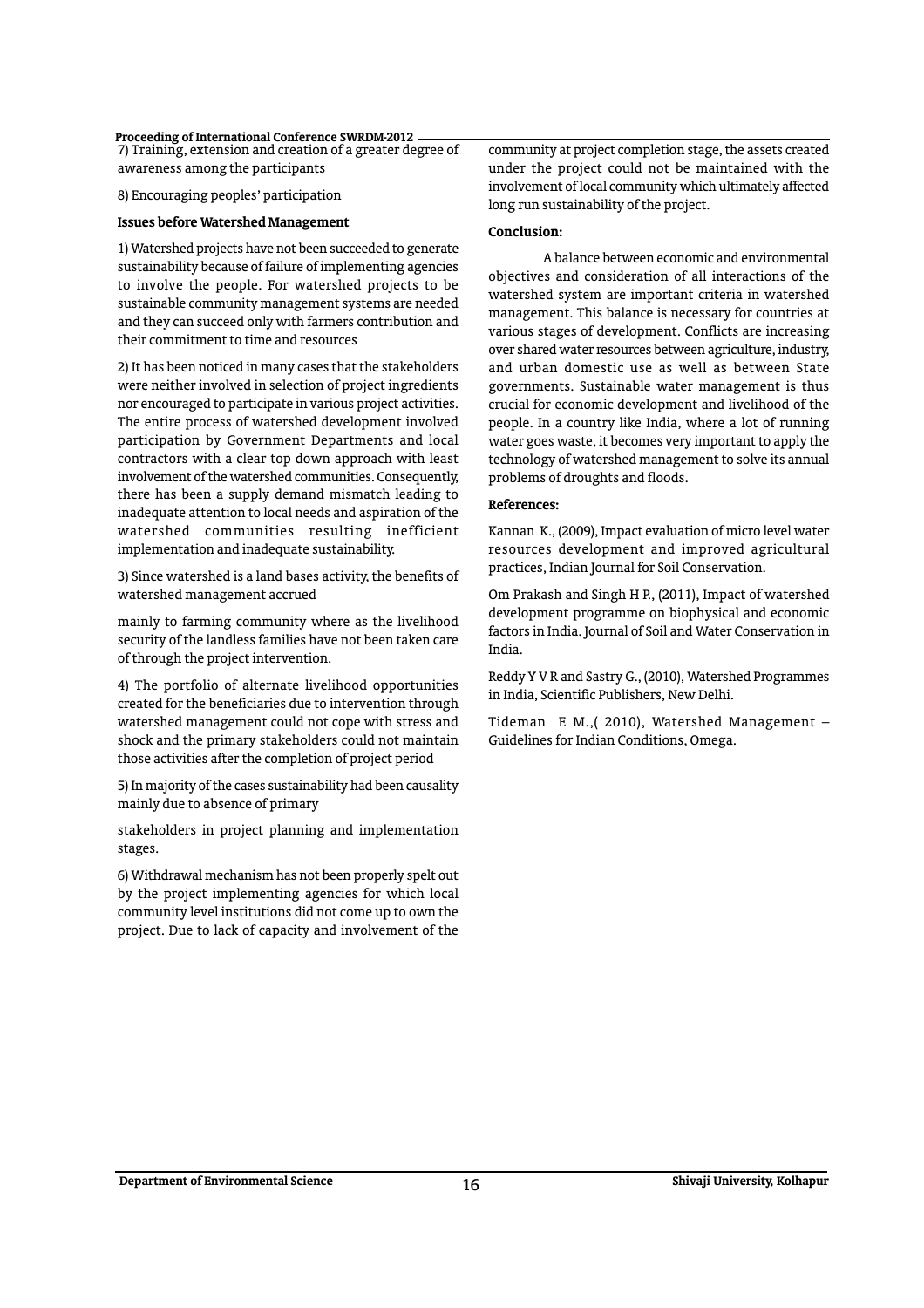7) Training, extension and creation of a greater degree of awareness among the participants

8) Encouraging peoples' participation

**Issues before Watershed Management**

1) Watershed projects have not been succeeded to generate sustainability because of failure of implementing agencies to involve the people. For watershed projects to be sustainable community management systems are needed and they can succeed only with farmers contribution and their commitment to time and resources

2) It has been noticed in many cases that the stakeholders were neither involved in selection of project ingredients nor encouraged to participate in various project activities. The entire process of watershed development involved participation by Government Departments and local contractors with a clear top down approach with least involvement of the watershed communities. Consequently, there has been a supply demand mismatch leading to inadequate attention to local needs and aspiration of the watershed communities resulting inefficient implementation and inadequate sustainability.

3) Since watershed is a land bases activity, the benefits of watershed management accrued

mainly to farming community where as the livelihood security of the landless families have not been taken care of through the project intervention.

4) The portfolio of alternate livelihood opportunities created for the beneficiaries due to intervention through watershed management could not cope with stress and shock and the primary stakeholders could not maintain those activities after the completion of project period

5) In majority of the cases sustainability had been causality mainly due to absence of primary

stakeholders in project planning and implementation stages.

6) Withdrawal mechanism has not been properly spelt out by the project implementing agencies for which local community level institutions did not come up to own the project. Due to lack of capacity and involvement of the community at project completion stage, the assets created under the project could not be maintained with the involvement of local community which ultimately affected long run sustainability of the project.

**Conclusion:**

A balance between economic and environmental objectives and consideration of all interactions of the watershed system are important criteria in watershed management. This balance is necessary for countries at various stages of development. Conflicts are increasing over shared water resources between agriculture, industry, and urban domestic use as well as between State governments. Sustainable water management is thus crucial for economic development and livelihood of the people. In a country like India, where a lot of running water goes waste, it becomes very important to apply the technology of watershed management to solve its annual problems of droughts and floods.

**References:**

Kannan K., (2009), Impact evaluation of micro level water resources development and improved agricultural practices, Indian Journal for Soil Conservation.

Om Prakash and Singh H P., (2011), Impact of watershed development programme on biophysical and economic factors in India. Journal of Soil and Water Conservation in India.

Reddy Y V R and Sastry G., (2010), Watershed Programmes in India, Scientific Publishers, New Delhi.

Tideman E M.,( 2010), Watershed Management – Guidelines for Indian Conditions, Omega.